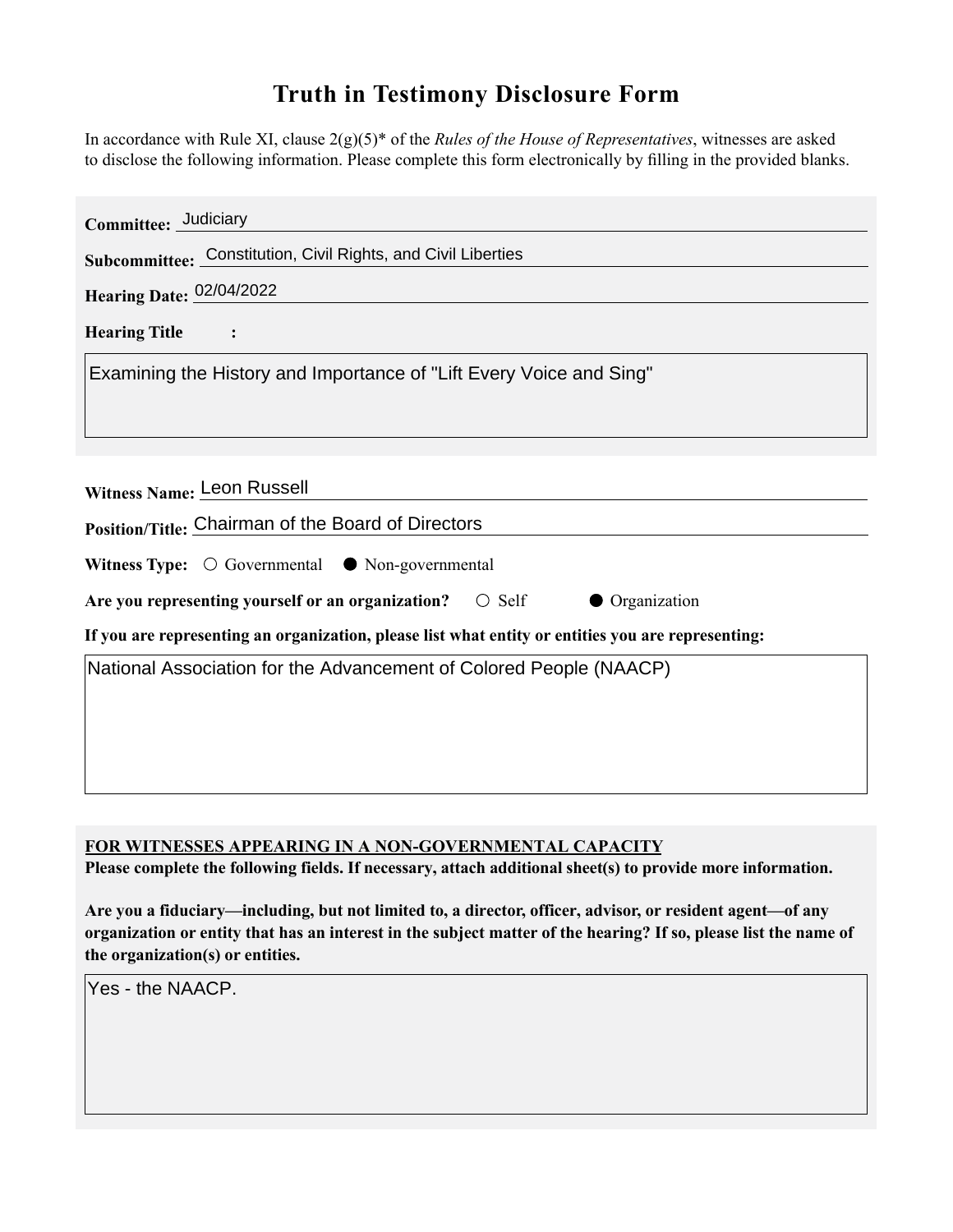# Truth in Testimony Disclosure Form

In accordance with Rule XI, clause 2(g)(5)* of the *Rules of the House of Representatives*, witnesses are asked to disclose the following information. Please complete this form electronically by filling in the provided blanks.

**Committee:** Judiciary

**Subcommittee:** Constitution, Civil Rights, and Civil Liberties

**Hearing Date:** 02/04/2022

**Hearing Title:**

Examining the History and Importance of "Lift Every Voice and Sing"

**Witness Name:** Leon Russell

**Position/Title:** Chairman of the Board of Directors

**Witness Type:** ○ Governmental ● Non-governmental

**Are you representing yourself or an organization?** ○ Self ● Organization

**If you are representing an organization, please list what entity or entities you are representing:**

National Association for the Advancement of Colored People (NAACP)

**FOR WITNESSES APPEARING IN A NON-GOVERNMENTAL CAPACITY**

**Please complete the following fields. If necessary, attach additional sheet(s) to provide more information.**

**Are you a fiduciary—including, but not limited to, a director, officer, advisor, or resident agent—of any organization or entity that has an interest in the subject matter of the hearing? If so, please list the name of the organization(s) or entities.**

Yes - the NAACP.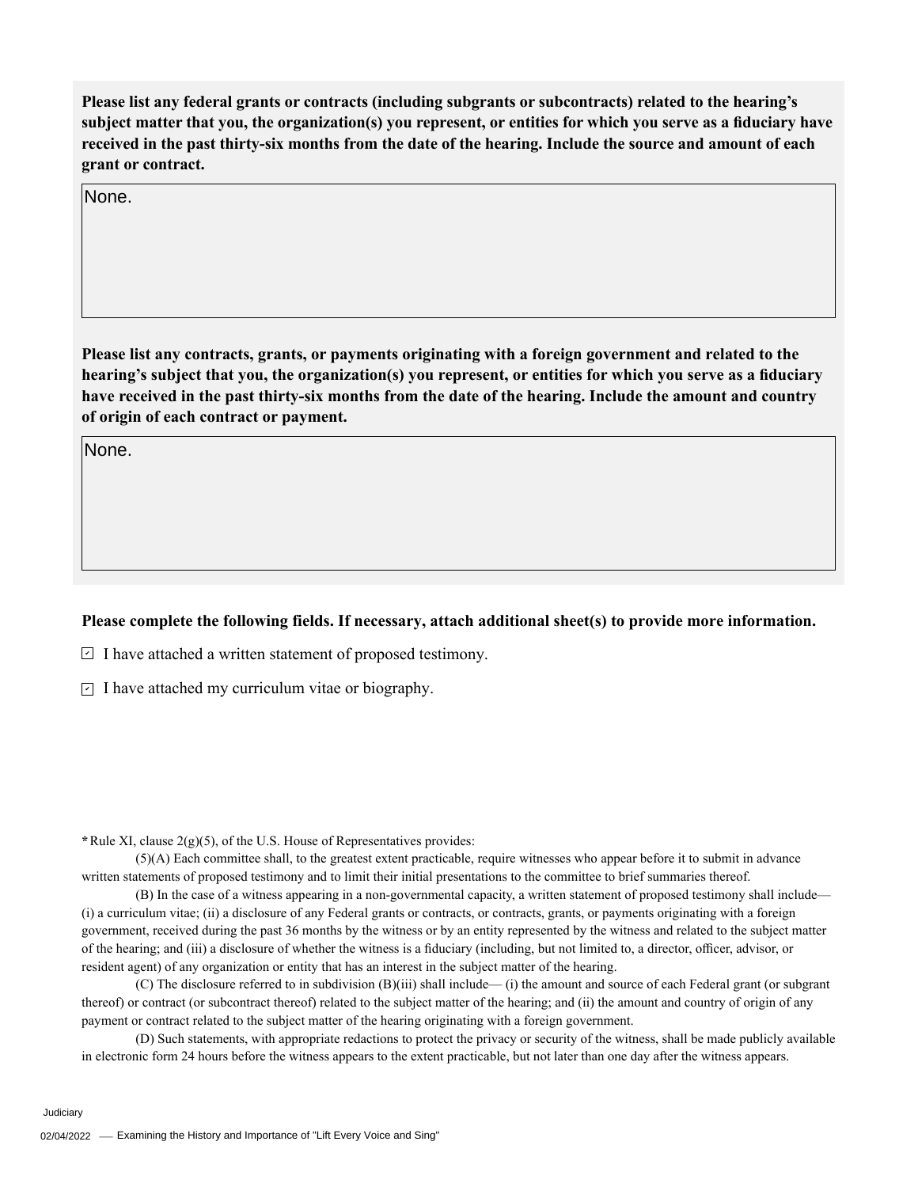**Please list any federal grants or contracts (including subgrants or subcontracts) related to the hearing's subject matter that you, the organization(s) you represent, or entities for which you serve as a fiduciary have received in the past thirty-six months from the date of the hearing. Include the source and amount of each grant or contract.**

None.

**Please list any contracts, grants, or payments originating with a foreign government and related to the hearing's subject that you, the organization(s) you represent, or entities for which you serve as a fiduciary have received in the past thirty-six months from the date of the hearing. Include the amount and country of origin of each contract or payment.**

None.

**Please complete the following fields. If necessary, attach additional sheet(s) to provide more information.**

- [x] I have attached a written statement of proposed testimony.
- [x] I have attached my curriculum vitae or biography.

**\*** Rule XI, clause 2(g)(5), of the U.S. House of Representatives provides:

(5)(A) Each committee shall, to the greatest extent practicable, require witnesses who appear before it to submit in advance written statements of proposed testimony and to limit their initial presentations to the committee to brief summaries thereof.

(B) In the case of a witness appearing in a non-governmental capacity, a written statement of proposed testimony shall include— (i) a curriculum vitae; (ii) a disclosure of any Federal grants or contracts, or contracts, grants, or payments originating with a foreign government, received during the past 36 months by the witness or by an entity represented by the witness and related to the subject matter of the hearing; and (iii) a disclosure of whether the witness is a fiduciary (including, but not limited to, a director, officer, advisor, or resident agent) of any organization or entity that has an interest in the subject matter of the hearing.

(C) The disclosure referred to in subdivision (B)(iii) shall include— (i) the amount and source of each Federal grant (or subgrant thereof) or contract (or subcontract thereof) related to the subject matter of the hearing; and (ii) the amount and country of origin of any payment or contract related to the subject matter of the hearing originating with a foreign government.

(D) Such statements, with appropriate redactions to protect the privacy or security of the witness, shall be made publicly available in electronic form 24 hours before the witness appears to the extent practicable, but not later than one day after the witness appears.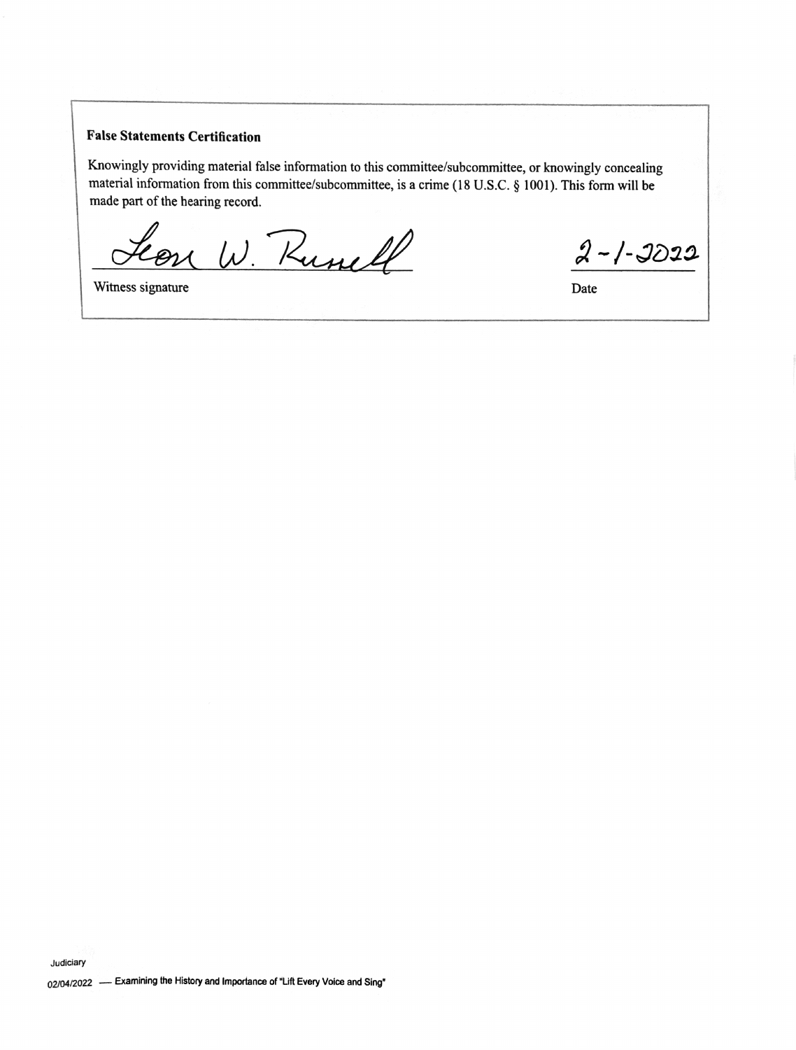**False Statements Certification**

Knowingly providing material false information to this committee/subcommittee, or knowingly concealing material information from this committee/subcommittee, is a crime (18 U.S.C. § 1001). This form will be made part of the hearing record.

Leon W. Russell — Witness signature

2-1-2022 — Date

Judiciary

02/04/2022 — Examining the History and Importance of "Lift Every Voice and Sing"